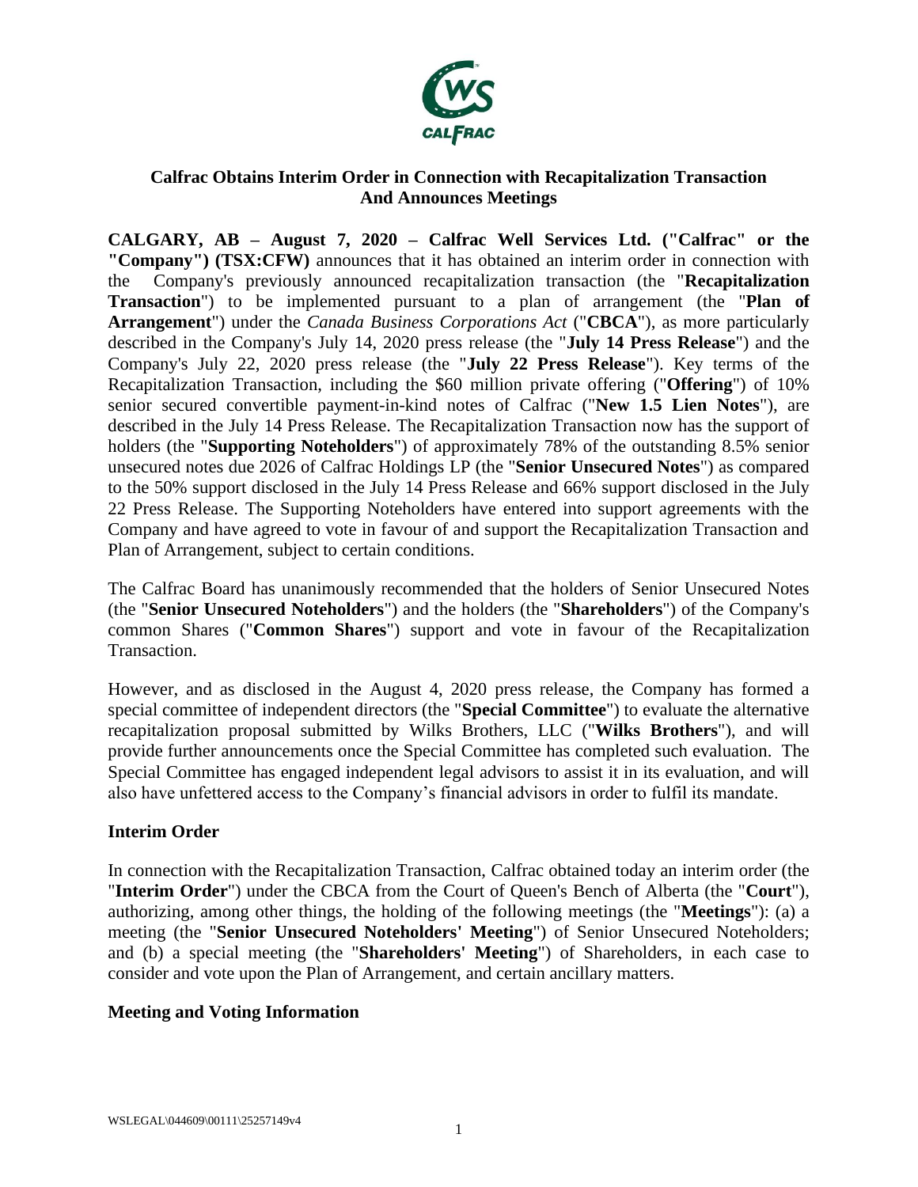## Calfrac Obtains Interim Order in Connection with Recapitalization Transaction And Announces Meetings

**CALGARY, AB – August 7, 2020 – Calfrac Well Services Ltd. ("Calfrac" or the "Company") (TSX:CFW)** announces that it has obtained an interim order in connection with the Company's previously announced recapitalization transaction (the "**Recapitalization Transaction**") to be implemented pursuant to a plan of arrangement (the "**Plan of Arrangement**") under the *Canada Business Corporations Act* ("**CBCA**"), as more particularly described in the Company's July 14, 2020 press release (the "**July 14 Press Release**") and the Company's July 22, 2020 press release (the "**July 22 Press Release**"). Key terms of the Recapitalization Transaction, including the $60 million private offering ("**Offering**") of 10% senior secured convertible payment-in-kind notes of Calfrac ("**New 1.5 Lien Notes**"), are described in the July 14 Press Release. The Recapitalization Transaction now has the support of holders (the "**Supporting Noteholders**") of approximately 78% of the outstanding 8.5% senior unsecured notes due 2026 of Calfrac Holdings LP (the "**Senior Unsecured Notes**") as compared to the 50% support disclosed in the July 14 Press Release and 66% support disclosed in the July 22 Press Release. The Supporting Noteholders have entered into support agreements with the Company and have agreed to vote in favour of and support the Recapitalization Transaction and Plan of Arrangement, subject to certain conditions.

The Calfrac Board has unanimously recommended that the holders of Senior Unsecured Notes (the "**Senior Unsecured Noteholders**") and the holders (the "**Shareholders**") of the Company's common Shares ("**Common Shares**") support and vote in favour of the Recapitalization Transaction.

However, and as disclosed in the August 4, 2020 press release, the Company has formed a special committee of independent directors (the "**Special Committee**") to evaluate the alternative recapitalization proposal submitted by Wilks Brothers, LLC ("**Wilks Brothers**"), and will provide further announcements once the Special Committee has completed such evaluation. The Special Committee has engaged independent legal advisors to assist it in its evaluation, and will also have unfettered access to the Company's financial advisors in order to fulfil its mandate.

### Interim Order

In connection with the Recapitalization Transaction, Calfrac obtained today an interim order (the "**Interim Order**") under the CBCA from the Court of Queen's Bench of Alberta (the "**Court**"), authorizing, among other things, the holding of the following meetings (the "**Meetings**"): (a) a meeting (the "**Senior Unsecured Noteholders' Meeting**") of Senior Unsecured Noteholders; and (b) a special meeting (the "**Shareholders' Meeting**") of Shareholders, in each case to consider and vote upon the Plan of Arrangement, and certain ancillary matters.

### Meeting and Voting Information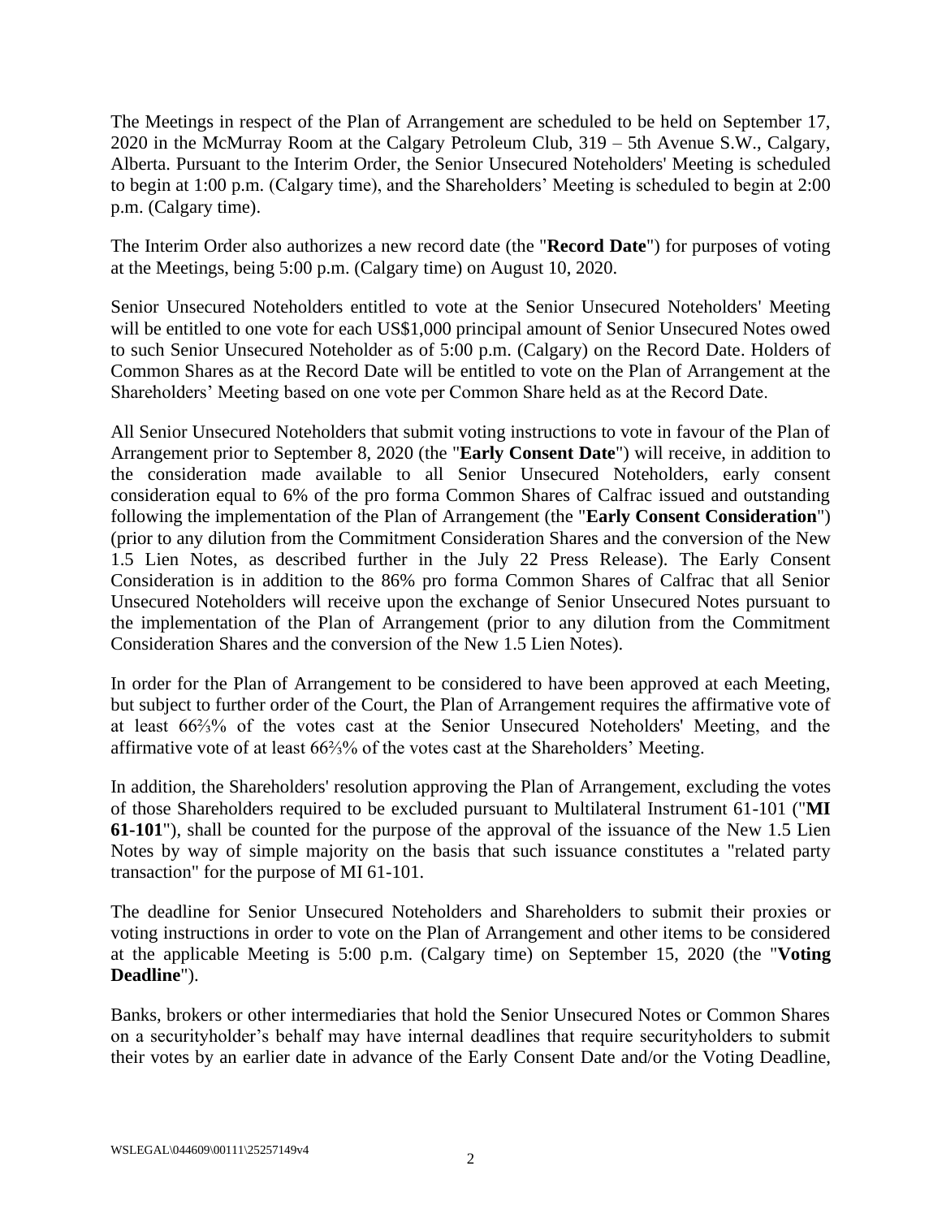The Meetings in respect of the Plan of Arrangement are scheduled to be held on September 17, 2020 in the McMurray Room at the Calgary Petroleum Club, 319 – 5th Avenue S.W., Calgary, Alberta. Pursuant to the Interim Order, the Senior Unsecured Noteholders' Meeting is scheduled to begin at 1:00 p.m. (Calgary time), and the Shareholders' Meeting is scheduled to begin at 2:00 p.m. (Calgary time).

The Interim Order also authorizes a new record date (the "**Record Date**") for purposes of voting at the Meetings, being 5:00 p.m. (Calgary time) on August 10, 2020.

Senior Unsecured Noteholders entitled to vote at the Senior Unsecured Noteholders' Meeting will be entitled to one vote for each US$1,000 principal amount of Senior Unsecured Notes owed to such Senior Unsecured Noteholder as of 5:00 p.m. (Calgary) on the Record Date. Holders of Common Shares as at the Record Date will be entitled to vote on the Plan of Arrangement at the Shareholders' Meeting based on one vote per Common Share held as at the Record Date.

All Senior Unsecured Noteholders that submit voting instructions to vote in favour of the Plan of Arrangement prior to September 8, 2020 (the "**Early Consent Date**") will receive, in addition to the consideration made available to all Senior Unsecured Noteholders, early consent consideration equal to 6% of the pro forma Common Shares of Calfrac issued and outstanding following the implementation of the Plan of Arrangement (the "**Early Consent Consideration**") (prior to any dilution from the Commitment Consideration Shares and the conversion of the New 1.5 Lien Notes, as described further in the July 22 Press Release). The Early Consent Consideration is in addition to the 86% pro forma Common Shares of Calfrac that all Senior Unsecured Noteholders will receive upon the exchange of Senior Unsecured Notes pursuant to the implementation of the Plan of Arrangement (prior to any dilution from the Commitment Consideration Shares and the conversion of the New 1.5 Lien Notes).

In order for the Plan of Arrangement to be considered to have been approved at each Meeting, but subject to further order of the Court, the Plan of Arrangement requires the affirmative vote of at least 66⅔% of the votes cast at the Senior Unsecured Noteholders' Meeting, and the affirmative vote of at least 66⅔% of the votes cast at the Shareholders' Meeting.

In addition, the Shareholders' resolution approving the Plan of Arrangement, excluding the votes of those Shareholders required to be excluded pursuant to Multilateral Instrument 61-101 ("**MI 61-101**"), shall be counted for the purpose of the approval of the issuance of the New 1.5 Lien Notes by way of simple majority on the basis that such issuance constitutes a "related party transaction" for the purpose of MI 61-101.

The deadline for Senior Unsecured Noteholders and Shareholders to submit their proxies or voting instructions in order to vote on the Plan of Arrangement and other items to be considered at the applicable Meeting is 5:00 p.m. (Calgary time) on September 15, 2020 (the "**Voting Deadline**").

Banks, brokers or other intermediaries that hold the Senior Unsecured Notes or Common Shares on a securityholder's behalf may have internal deadlines that require securityholders to submit their votes by an earlier date in advance of the Early Consent Date and/or the Voting Deadline,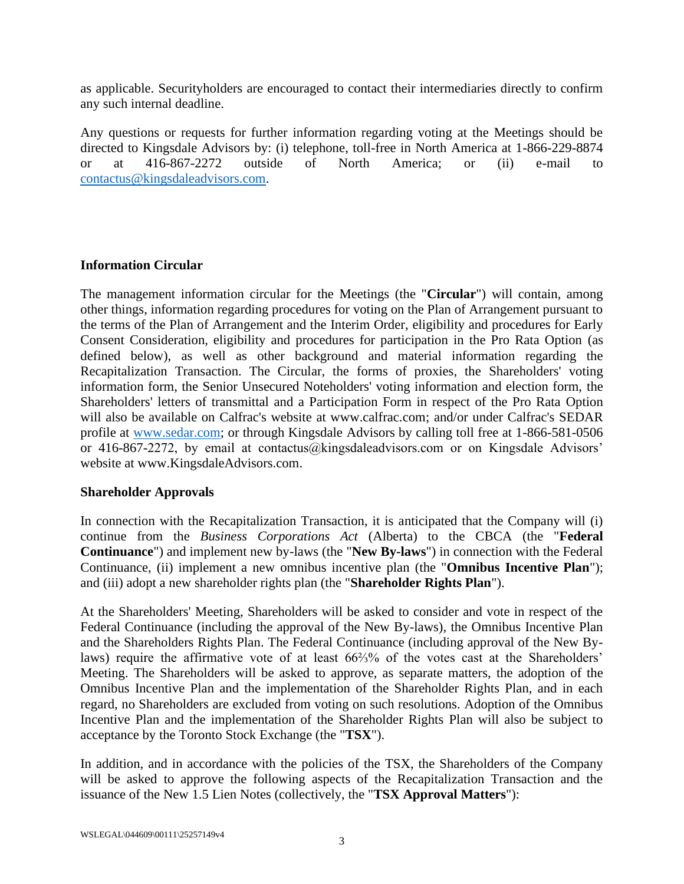as applicable. Securityholders are encouraged to contact their intermediaries directly to confirm any such internal deadline.

Any questions or requests for further information regarding voting at the Meetings should be directed to Kingsdale Advisors by: (i) telephone, toll-free in North America at 1-866-229-8874 or at 416-867-2272 outside of North America; or (ii) e-mail to contactus@kingsdaleadvisors.com.

**Information Circular**

The management information circular for the Meetings (the "**Circular**") will contain, among other things, information regarding procedures for voting on the Plan of Arrangement pursuant to the terms of the Plan of Arrangement and the Interim Order, eligibility and procedures for Early Consent Consideration, eligibility and procedures for participation in the Pro Rata Option (as defined below), as well as other background and material information regarding the Recapitalization Transaction. The Circular, the forms of proxies, the Shareholders' voting information form, the Senior Unsecured Noteholders' voting information and election form, the Shareholders' letters of transmittal and a Participation Form in respect of the Pro Rata Option will also be available on Calfrac's website at www.calfrac.com; and/or under Calfrac's SEDAR profile at www.sedar.com; or through Kingsdale Advisors by calling toll free at 1-866-581-0506 or 416-867-2272, by email at contactus@kingsdaleadvisors.com or on Kingsdale Advisors' website at www.KingsdaleAdvisors.com.

**Shareholder Approvals**

In connection with the Recapitalization Transaction, it is anticipated that the Company will (i) continue from the *Business Corporations Act* (Alberta) to the CBCA (the "**Federal Continuance**") and implement new by-laws (the "**New By-laws**") in connection with the Federal Continuance, (ii) implement a new omnibus incentive plan (the "**Omnibus Incentive Plan**"); and (iii) adopt a new shareholder rights plan (the "**Shareholder Rights Plan**").

At the Shareholders' Meeting, Shareholders will be asked to consider and vote in respect of the Federal Continuance (including the approval of the New By-laws), the Omnibus Incentive Plan and the Shareholders Rights Plan. The Federal Continuance (including approval of the New By-laws) require the affirmative vote of at least 66⅔% of the votes cast at the Shareholders' Meeting. The Shareholders will be asked to approve, as separate matters, the adoption of the Omnibus Incentive Plan and the implementation of the Shareholder Rights Plan, and in each regard, no Shareholders are excluded from voting on such resolutions. Adoption of the Omnibus Incentive Plan and the implementation of the Shareholder Rights Plan will also be subject to acceptance by the Toronto Stock Exchange (the "**TSX**").

In addition, and in accordance with the policies of the TSX, the Shareholders of the Company will be asked to approve the following aspects of the Recapitalization Transaction and the issuance of the New 1.5 Lien Notes (collectively, the "**TSX Approval Matters**"):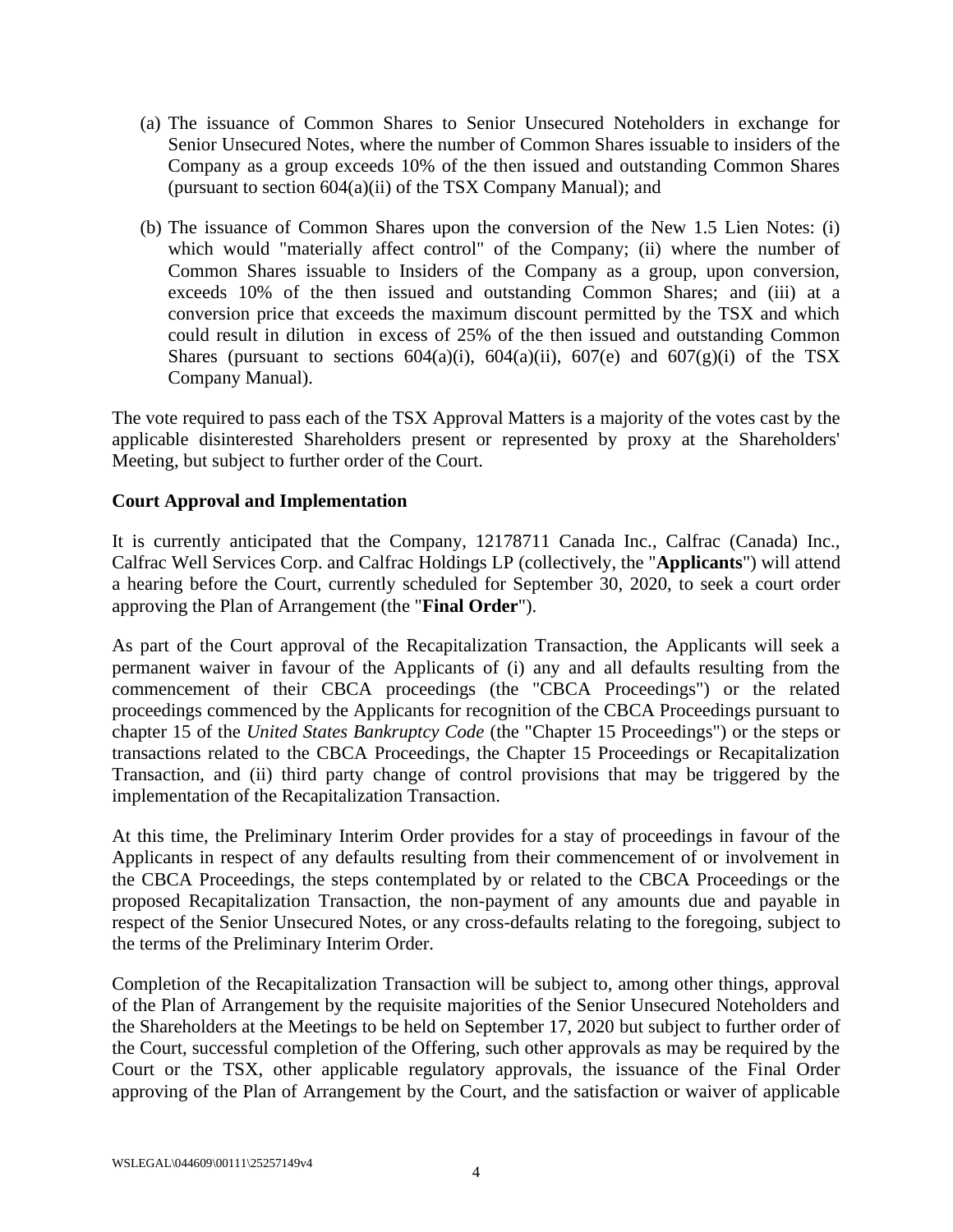(a) The issuance of Common Shares to Senior Unsecured Noteholders in exchange for Senior Unsecured Notes, where the number of Common Shares issuable to insiders of the Company as a group exceeds 10% of the then issued and outstanding Common Shares (pursuant to section 604(a)(ii) of the TSX Company Manual); and

(b) The issuance of Common Shares upon the conversion of the New 1.5 Lien Notes: (i) which would "materially affect control" of the Company; (ii) where the number of Common Shares issuable to Insiders of the Company as a group, upon conversion, exceeds 10% of the then issued and outstanding Common Shares; and (iii) at a conversion price that exceeds the maximum discount permitted by the TSX and which could result in dilution in excess of 25% of the then issued and outstanding Common Shares (pursuant to sections 604(a)(i), 604(a)(ii), 607(e) and 607(g)(i) of the TSX Company Manual).

The vote required to pass each of the TSX Approval Matters is a majority of the votes cast by the applicable disinterested Shareholders present or represented by proxy at the Shareholders' Meeting, but subject to further order of the Court.

**Court Approval and Implementation**

It is currently anticipated that the Company, 12178711 Canada Inc., Calfrac (Canada) Inc., Calfrac Well Services Corp. and Calfrac Holdings LP (collectively, the "**Applicants**") will attend a hearing before the Court, currently scheduled for September 30, 2020, to seek a court order approving the Plan of Arrangement (the "**Final Order**").

As part of the Court approval of the Recapitalization Transaction, the Applicants will seek a permanent waiver in favour of the Applicants of (i) any and all defaults resulting from the commencement of their CBCA proceedings (the "CBCA Proceedings") or the related proceedings commenced by the Applicants for recognition of the CBCA Proceedings pursuant to chapter 15 of the *United States Bankruptcy Code* (the "Chapter 15 Proceedings") or the steps or transactions related to the CBCA Proceedings, the Chapter 15 Proceedings or Recapitalization Transaction, and (ii) third party change of control provisions that may be triggered by the implementation of the Recapitalization Transaction.

At this time, the Preliminary Interim Order provides for a stay of proceedings in favour of the Applicants in respect of any defaults resulting from their commencement of or involvement in the CBCA Proceedings, the steps contemplated by or related to the CBCA Proceedings or the proposed Recapitalization Transaction, the non-payment of any amounts due and payable in respect of the Senior Unsecured Notes, or any cross-defaults relating to the foregoing, subject to the terms of the Preliminary Interim Order.

Completion of the Recapitalization Transaction will be subject to, among other things, approval of the Plan of Arrangement by the requisite majorities of the Senior Unsecured Noteholders and the Shareholders at the Meetings to be held on September 17, 2020 but subject to further order of the Court, successful completion of the Offering, such other approvals as may be required by the Court or the TSX, other applicable regulatory approvals, the issuance of the Final Order approving of the Plan of Arrangement by the Court, and the satisfaction or waiver of applicable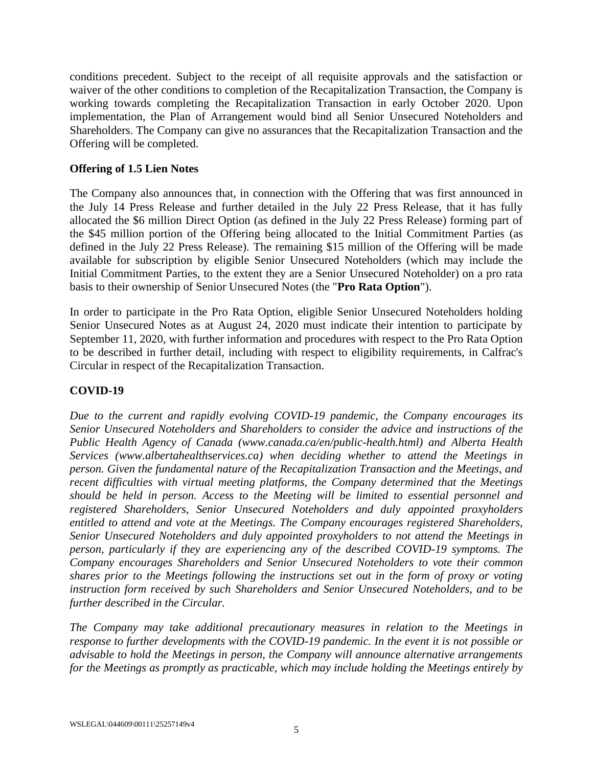conditions precedent. Subject to the receipt of all requisite approvals and the satisfaction or waiver of the other conditions to completion of the Recapitalization Transaction, the Company is working towards completing the Recapitalization Transaction in early October 2020. Upon implementation, the Plan of Arrangement would bind all Senior Unsecured Noteholders and Shareholders. The Company can give no assurances that the Recapitalization Transaction and the Offering will be completed.

## Offering of 1.5 Lien Notes

The Company also announces that, in connection with the Offering that was first announced in the July 14 Press Release and further detailed in the July 22 Press Release, that it has fully allocated the $6 million Direct Option (as defined in the July 22 Press Release) forming part of the $45 million portion of the Offering being allocated to the Initial Commitment Parties (as defined in the July 22 Press Release). The remaining $15 million of the Offering will be made available for subscription by eligible Senior Unsecured Noteholders (which may include the Initial Commitment Parties, to the extent they are a Senior Unsecured Noteholder) on a pro rata basis to their ownership of Senior Unsecured Notes (the "**Pro Rata Option**").

In order to participate in the Pro Rata Option, eligible Senior Unsecured Noteholders holding Senior Unsecured Notes as at August 24, 2020 must indicate their intention to participate by September 11, 2020, with further information and procedures with respect to the Pro Rata Option to be described in further detail, including with respect to eligibility requirements, in Calfrac's Circular in respect of the Recapitalization Transaction.

## COVID-19

*Due to the current and rapidly evolving COVID-19 pandemic, the Company encourages its Senior Unsecured Noteholders and Shareholders to consider the advice and instructions of the Public Health Agency of Canada (www.canada.ca/en/public-health.html) and Alberta Health Services (www.albertahealthservices.ca) when deciding whether to attend the Meetings in person. Given the fundamental nature of the Recapitalization Transaction and the Meetings, and recent difficulties with virtual meeting platforms, the Company determined that the Meetings should be held in person. Access to the Meeting will be limited to essential personnel and registered Shareholders, Senior Unsecured Noteholders and duly appointed proxyholders entitled to attend and vote at the Meetings. The Company encourages registered Shareholders, Senior Unsecured Noteholders and duly appointed proxyholders to not attend the Meetings in person, particularly if they are experiencing any of the described COVID-19 symptoms. The Company encourages Shareholders and Senior Unsecured Noteholders to vote their common shares prior to the Meetings following the instructions set out in the form of proxy or voting instruction form received by such Shareholders and Senior Unsecured Noteholders, and to be further described in the Circular.*

*The Company may take additional precautionary measures in relation to the Meetings in response to further developments with the COVID-19 pandemic. In the event it is not possible or advisable to hold the Meetings in person, the Company will announce alternative arrangements for the Meetings as promptly as practicable, which may include holding the Meetings entirely by*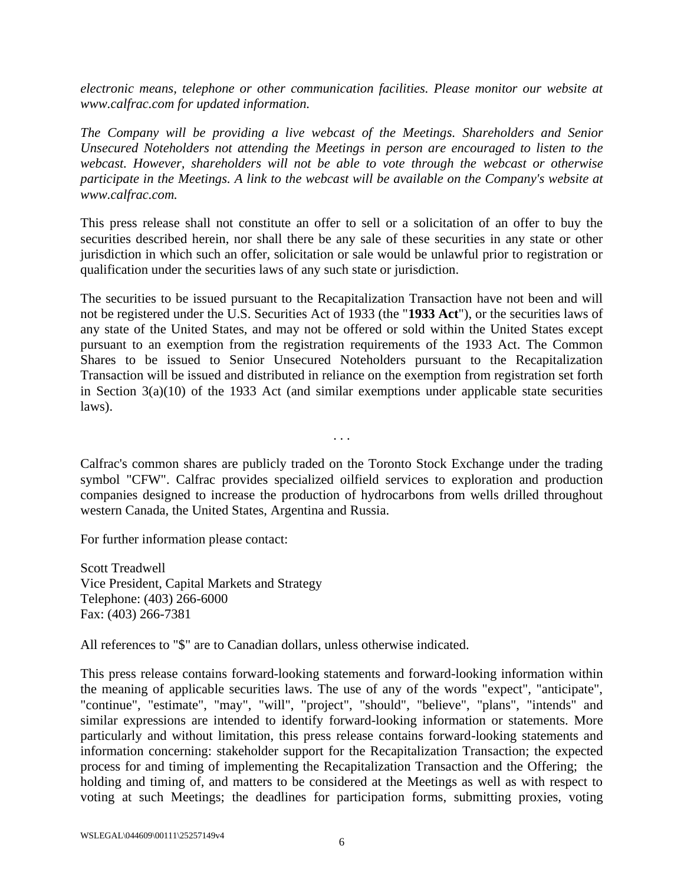*electronic means, telephone or other communication facilities. Please monitor our website at www.calfrac.com for updated information.*

*The Company will be providing a live webcast of the Meetings. Shareholders and Senior Unsecured Noteholders not attending the Meetings in person are encouraged to listen to the webcast. However, shareholders will not be able to vote through the webcast or otherwise participate in the Meetings. A link to the webcast will be available on the Company's website at www.calfrac.com.*

This press release shall not constitute an offer to sell or a solicitation of an offer to buy the securities described herein, nor shall there be any sale of these securities in any state or other jurisdiction in which such an offer, solicitation or sale would be unlawful prior to registration or qualification under the securities laws of any such state or jurisdiction.

The securities to be issued pursuant to the Recapitalization Transaction have not been and will not be registered under the U.S. Securities Act of 1933 (the "**1933 Act**"), or the securities laws of any state of the United States, and may not be offered or sold within the United States except pursuant to an exemption from the registration requirements of the 1933 Act. The Common Shares to be issued to Senior Unsecured Noteholders pursuant to the Recapitalization Transaction will be issued and distributed in reliance on the exemption from registration set forth in Section 3(a)(10) of the 1933 Act (and similar exemptions under applicable state securities laws).

. . .

Calfrac's common shares are publicly traded on the Toronto Stock Exchange under the trading symbol "CFW". Calfrac provides specialized oilfield services to exploration and production companies designed to increase the production of hydrocarbons from wells drilled throughout western Canada, the United States, Argentina and Russia.

For further information please contact:

Scott Treadwell
Vice President, Capital Markets and Strategy
Telephone: (403) 266-6000
Fax: (403) 266-7381

All references to "$" are to Canadian dollars, unless otherwise indicated.

This press release contains forward-looking statements and forward-looking information within the meaning of applicable securities laws. The use of any of the words "expect", "anticipate", "continue", "estimate", "may", "will", "project", "should", "believe", "plans", "intends" and similar expressions are intended to identify forward-looking information or statements. More particularly and without limitation, this press release contains forward-looking statements and information concerning: stakeholder support for the Recapitalization Transaction; the expected process for and timing of implementing the Recapitalization Transaction and the Offering; the holding and timing of, and matters to be considered at the Meetings as well as with respect to voting at such Meetings; the deadlines for participation forms, submitting proxies, voting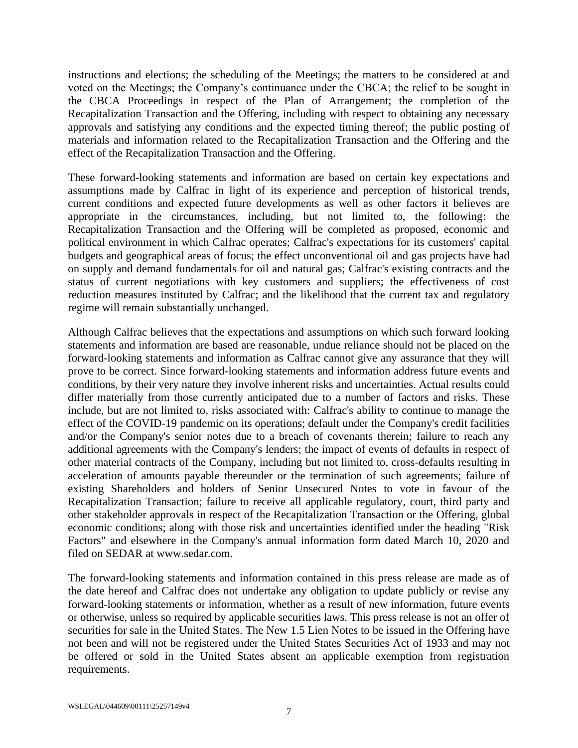instructions and elections; the scheduling of the Meetings; the matters to be considered at and voted on the Meetings; the Company's continuance under the CBCA; the relief to be sought in the CBCA Proceedings in respect of the Plan of Arrangement; the completion of the Recapitalization Transaction and the Offering, including with respect to obtaining any necessary approvals and satisfying any conditions and the expected timing thereof; the public posting of materials and information related to the Recapitalization Transaction and the Offering and the effect of the Recapitalization Transaction and the Offering.

These forward-looking statements and information are based on certain key expectations and assumptions made by Calfrac in light of its experience and perception of historical trends, current conditions and expected future developments as well as other factors it believes are appropriate in the circumstances, including, but not limited to, the following: the Recapitalization Transaction and the Offering will be completed as proposed, economic and political environment in which Calfrac operates; Calfrac's expectations for its customers' capital budgets and geographical areas of focus; the effect unconventional oil and gas projects have had on supply and demand fundamentals for oil and natural gas; Calfrac's existing contracts and the status of current negotiations with key customers and suppliers; the effectiveness of cost reduction measures instituted by Calfrac; and the likelihood that the current tax and regulatory regime will remain substantially unchanged.

Although Calfrac believes that the expectations and assumptions on which such forward looking statements and information are based are reasonable, undue reliance should not be placed on the forward-looking statements and information as Calfrac cannot give any assurance that they will prove to be correct. Since forward-looking statements and information address future events and conditions, by their very nature they involve inherent risks and uncertainties. Actual results could differ materially from those currently anticipated due to a number of factors and risks. These include, but are not limited to, risks associated with: Calfrac's ability to continue to manage the effect of the COVID-19 pandemic on its operations; default under the Company's credit facilities and/or the Company's senior notes due to a breach of covenants therein; failure to reach any additional agreements with the Company's lenders; the impact of events of defaults in respect of other material contracts of the Company, including but not limited to, cross-defaults resulting in acceleration of amounts payable thereunder or the termination of such agreements; failure of existing Shareholders and holders of Senior Unsecured Notes to vote in favour of the Recapitalization Transaction; failure to receive all applicable regulatory, court, third party and other stakeholder approvals in respect of the Recapitalization Transaction or the Offering, global economic conditions; along with those risk and uncertainties identified under the heading "Risk Factors" and elsewhere in the Company's annual information form dated March 10, 2020 and filed on SEDAR at www.sedar.com.

The forward-looking statements and information contained in this press release are made as of the date hereof and Calfrac does not undertake any obligation to update publicly or revise any forward-looking statements or information, whether as a result of new information, future events or otherwise, unless so required by applicable securities laws. This press release is not an offer of securities for sale in the United States. The New 1.5 Lien Notes to be issued in the Offering have not been and will not be registered under the United States Securities Act of 1933 and may not be offered or sold in the United States absent an applicable exemption from registration requirements.